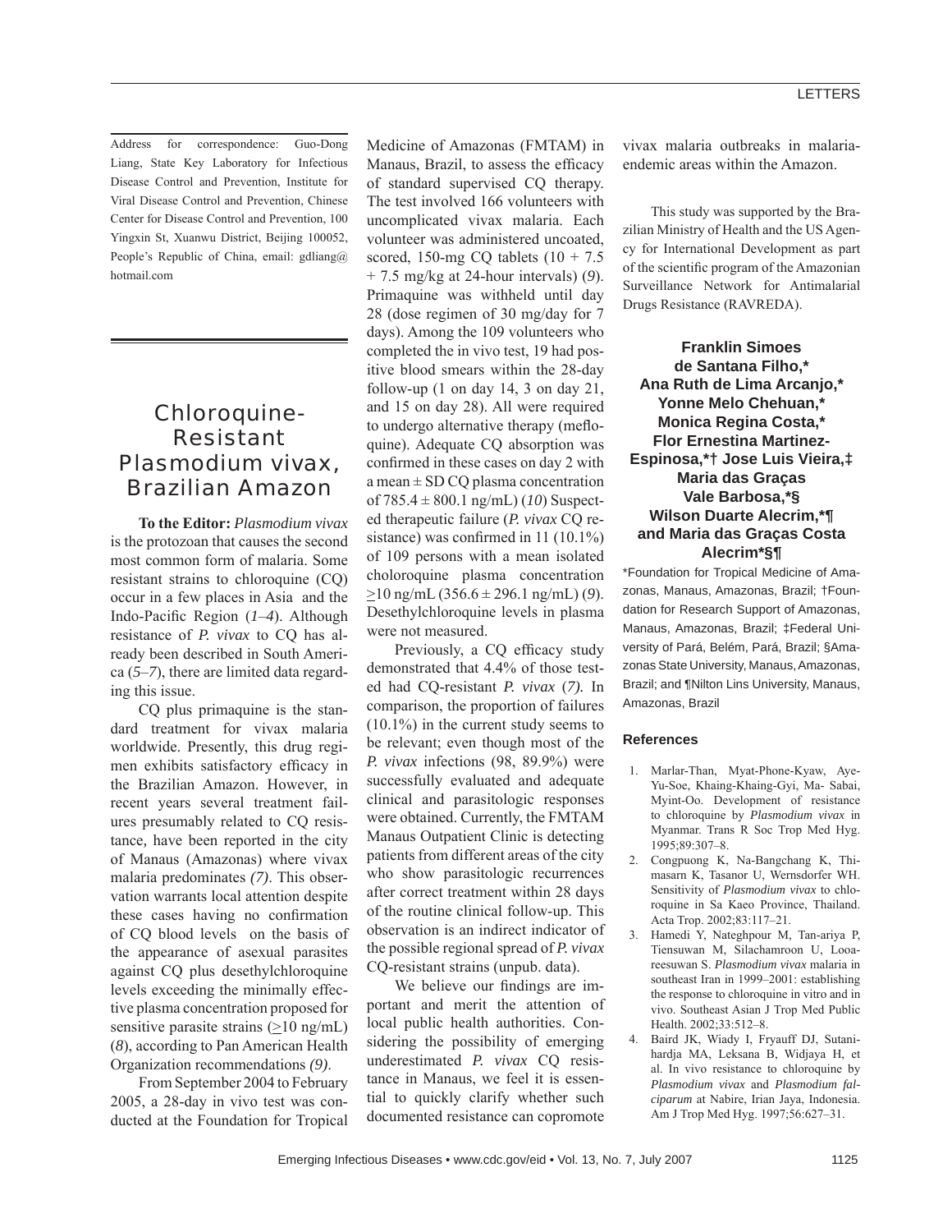Address for correspondence: Guo-Dong Liang, State Key Laboratory for Infectious Disease Control and Prevention, Institute for Viral Disease Control and Prevention, Chinese Center for Disease Control and Prevention, 100 Yingxin St, Xuanwu District, Beijing 100052, People's Republic of China, email: gdliang@hotmail.com

# Chloroquine-Resistant Plasmodium vivax, Brazilian Amazon

**To the Editor:** *Plasmodium vivax* is the protozoan that causes the second most common form of malaria. Some resistant strains to chloroquine (CQ) occur in a few places in Asia and the Indo-Pacific Region (*1–4*). Although resistance of *P. vivax* to CQ has already been described in South America (*5–7*), there are limited data regarding this issue.

CQ plus primaquine is the standard treatment for vivax malaria worldwide. Presently, this drug regimen exhibits satisfactory efficacy in the Brazilian Amazon. However, in recent years several treatment failures presumably related to CQ resistance, have been reported in the city of Manaus (Amazonas) where vivax malaria predominates *(7)*. This observation warrants local attention despite these cases having no confirmation of CQ blood levels on the basis of the appearance of asexual parasites against CQ plus desethylchloroquine levels exceeding the minimally effective plasma concentration proposed for sensitive parasite strains ($\geq$10 ng/mL) (*8*), according to Pan American Health Organization recommendations *(9)*.

From September 2004 to February 2005, a 28-day in vivo test was conducted at the Foundation for Tropical Medicine of Amazonas (FMTAM) in Manaus, Brazil, to assess the efficacy of standard supervised CQ therapy. The test involved 166 volunteers with uncomplicated vivax malaria. Each volunteer was administered uncoated, scored, 150-mg CQ tablets (10 + 7.5 + 7.5 mg/kg at 24-hour intervals) (*9*). Primaquine was withheld until day 28 (dose regimen of 30 mg/day for 7 days). Among the 109 volunteers who completed the in vivo test, 19 had positive blood smears within the 28-day follow-up (1 on day 14, 3 on day 21, and 15 on day 28). All were required to undergo alternative therapy (mefloquine). Adequate CQ absorption was confirmed in these cases on day 2 with a mean ± SD CQ plasma concentration of 785.4 ± 800.1 ng/mL) (*10*) Suspected therapeutic failure (*P. vivax* CQ resistance) was confirmed in 11 (10.1%) of 109 persons with a mean isolated choloroquine plasma concentration $\geq$10 ng/mL (356.6 ± 296.1 ng/mL) (*9*). Desethylchloroquine levels in plasma were not measured.

Previously, a CQ efficacy study demonstrated that 4.4% of those tested had CQ-resistant *P. vivax* (*7).* In comparison, the proportion of failures (10.1%) in the current study seems to be relevant; even though most of the *P. vivax* infections (98, 89.9%) were successfully evaluated and adequate clinical and parasitologic responses were obtained. Currently, the FMTAM Manaus Outpatient Clinic is detecting patients from different areas of the city who show parasitologic recurrences after correct treatment within 28 days of the routine clinical follow-up. This observation is an indirect indicator of the possible regional spread of *P. vivax* CQ-resistant strains (unpub. data).

We believe our findings are important and merit the attention of local public health authorities. Considering the possibility of emerging underestimated *P. vivax* CQ resistance in Manaus, we feel it is essential to quickly clarify whether such documented resistance can copromote vivax malaria outbreaks in malaria-endemic areas within the Amazon.

This study was supported by the Brazilian Ministry of Health and the US Agency for International Development as part of the scientific program of the Amazonian Surveillance Network for Antimalarial Drugs Resistance (RAVREDA).

**Franklin Simoes de Santana Filho,\* Ana Ruth de Lima Arcanjo,\* Yonne Melo Chehuan,\* Monica Regina Costa,\* Flor Ernestina Martinez-Espinosa,\*† Jose Luis Vieira,‡ Maria das Graças Vale Barbosa,\*§ Wilson Duarte Alecrim,\*¶ and Maria das Graças Costa Alecrim\*§¶**

\*Foundation for Tropical Medicine of Amazonas, Manaus, Amazonas, Brazil; †Foundation for Research Support of Amazonas, Manaus, Amazonas, Brazil; ‡Federal University of Pará, Belém, Pará, Brazil; §Amazonas State University, Manaus, Amazonas, Brazil; and ¶Nilton Lins University, Manaus, Amazonas, Brazil

### References

1. Marlar-Than, Myat-Phone-Kyaw, Aye-Yu-Soe, Khaing-Khaing-Gyi, Ma- Sabai, Myint-Oo. Development of resistance to chloroquine by *Plasmodium vivax* in Myanmar. Trans R Soc Trop Med Hyg. 1995;89:307–8.
2. Congpuong K, Na-Bangchang K, Thimasarn K, Tasanor U, Wernsdorfer WH. Sensitivity of *Plasmodium vivax* to chloroquine in Sa Kaeo Province, Thailand. Acta Trop. 2002;83:117–21.
3. Hamedi Y, Nateghpour M, Tan-ariya P, Tiensuwan M, Silachamroon U, Looareesuwan S. *Plasmodium vivax* malaria in southeast Iran in 1999–2001: establishing the response to chloroquine in vitro and in vivo. Southeast Asian J Trop Med Public Health. 2002;33:512–8.
4. Baird JK, Wiady I, Fryauff DJ, Sutanihardja MA, Leksana B, Widjaya H, et al. In vivo resistance to chloroquine by *Plasmodium vivax* and *Plasmodium falciparum* at Nabire, Irian Jaya, Indonesia. Am J Trop Med Hyg. 1997;56:627–31.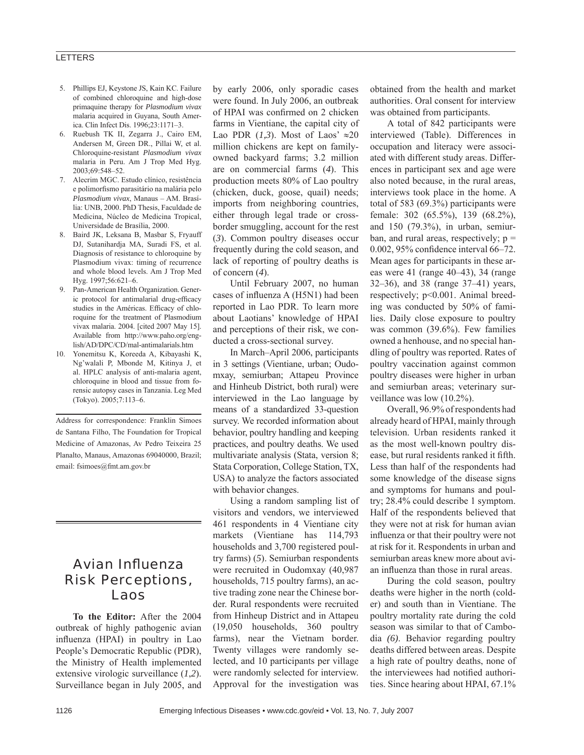5. Phillips EJ, Keystone JS, Kain KC. Failure of combined chloroquine and high-dose primaquine therapy for *Plasmodium vivax* malaria acquired in Guyana, South America. Clin Infect Dis. 1996;23:1171–3.
6. Ruebush TK II, Zegarra J., Cairo EM, Andersen M, Green DR., Pillai W, et al. Chloroquine-resistant *Plasmodium vivax* malaria in Peru. Am J Trop Med Hyg. 2003;69:548–52.
7. Alecrim MGC. Estudo clínico, resistência e polimorfismo parasitário na malária pelo *Plasmodium vivax*, Manaus – AM. Brasília: UNB, 2000. PhD Thesis, Faculdade de Medicina, Núcleo de Medicina Tropical, Universidade de Brasília, 2000.
8. Baird JK, Leksana B, Masbar S, Fryauff DJ, Sutanihardja MA, Suradi FS, et al. Diagnosis of resistance to chloroquine by Plasmodium vivax: timing of recurrence and whole blood levels. Am J Trop Med Hyg. 1997;56:621–6.
9. Pan-American Health Organization. Generic protocol for antimalarial drug-efficacy studies in the Américas. Efficacy of chloroquine for the treatment of Plasmodium vivax malaria. 2004. [cited 2007 May 15]. Available from http://www.paho.org/english/AD/DPC/CD/mal-antimalarials.htm
10. Yonemitsu K, Koreeda A, Kibayashi K, Ng'walali P, Mbonde M, Kitinya J, et al. HPLC analysis of anti-malaria agent, chloroquine in blood and tissue from forensic autopsy cases in Tanzania. Leg Med (Tokyo). 2005;7:113–6.

Address for correspondence: Franklin Simoes de Santana Filho, The Foundation for Tropical Medicine of Amazonas, Av Pedro Teixeira 25 Planalto, Manaus, Amazonas 69040000, Brazil; email: fsimoes@fmt.am.gov.br

# Avian Influenza Risk Perceptions, Laos

**To the Editor:** After the 2004 outbreak of highly pathogenic avian influenza (HPAI) in poultry in Lao People's Democratic Republic (PDR), the Ministry of Health implemented extensive virologic surveillance (*1*,*2*). Surveillance began in July 2005, and by early 2006, only sporadic cases were found. In July 2006, an outbreak of HPAI was confirmed on 2 chicken farms in Vientiane, the capital city of Lao PDR (*1,3*). Most of Laos' ≈20 million chickens are kept on family-owned backyard farms; 3.2 million are on commercial farms (*4*). This production meets 80% of Lao poultry (chicken, duck, goose, quail) needs; imports from neighboring countries, either through legal trade or cross-border smuggling, account for the rest (*3*). Common poultry diseases occur frequently during the cold season, and lack of reporting of poultry deaths is of concern (*4*).

Until February 2007, no human cases of influenza A (H5N1) had been reported in Lao PDR. To learn more about Laotians' knowledge of HPAI and perceptions of their risk, we conducted a cross-sectional survey.

In March–April 2006, participants in 3 settings (Vientiane, urban; Oudomxay, semiurban; Attapeu Province and Hinheub District, both rural) were interviewed in the Lao language by means of a standardized 33-question survey. We recorded information about behavior, poultry handling and keeping practices, and poultry deaths. We used multivariate analysis (Stata, version 8; Stata Corporation, College Station, TX, USA) to analyze the factors associated with behavior changes.

Using a random sampling list of visitors and vendors, we interviewed 461 respondents in 4 Vientiane city markets (Vientiane has 114,793 households and 3,700 registered poultry farms) (*5*). Semiurban respondents were recruited in Oudomxay (40,987 households, 715 poultry farms), an active trading zone near the Chinese border. Rural respondents were recruited from Hinheup District and in Attapeu (19,050 households, 360 poultry farms), near the Vietnam border. Twenty villages were randomly selected, and 10 participants per village were randomly selected for interview. Approval for the investigation was obtained from the health and market authorities. Oral consent for interview was obtained from participants.

A total of 842 participants were interviewed (Table). Differences in occupation and literacy were associated with different study areas. Differences in participant sex and age were also noted because, in the rural areas, interviews took place in the home. A total of 583 (69.3%) participants were female: 302 (65.5%), 139 (68.2%), and 150 (79.3%), in urban, semiurban, and rural areas, respectively; $p = 0.002$, 95% confidence interval 66–72. Mean ages for participants in these areas were 41 (range 40–43), 34 (range 32–36), and 38 (range 37–41) years, respectively; $p<0.001$. Animal breeding was conducted by 50% of families. Daily close exposure to poultry was common (39.6%). Few families owned a henhouse, and no special handling of poultry was reported. Rates of poultry vaccination against common poultry diseases were higher in urban and semiurban areas; veterinary surveillance was low (10.2%).

Overall, 96.9% of respondents had already heard of HPAI, mainly through television. Urban residents ranked it as the most well-known poultry disease, but rural residents ranked it fifth. Less than half of the respondents had some knowledge of the disease signs and symptoms for humans and poultry; 28.4% could describe 1 symptom. Half of the respondents believed that they were not at risk for human avian influenza or that their poultry were not at risk for it. Respondents in urban and semiurban areas knew more about avian influenza than those in rural areas.

During the cold season, poultry deaths were higher in the north (colder) and south than in Vientiane. The poultry mortality rate during the cold season was similar to that of Cambodia *(6)*. Behavior regarding poultry deaths differed between areas. Despite a high rate of poultry deaths, none of the interviewees had notified authorities. Since hearing about HPAI, 67.1%